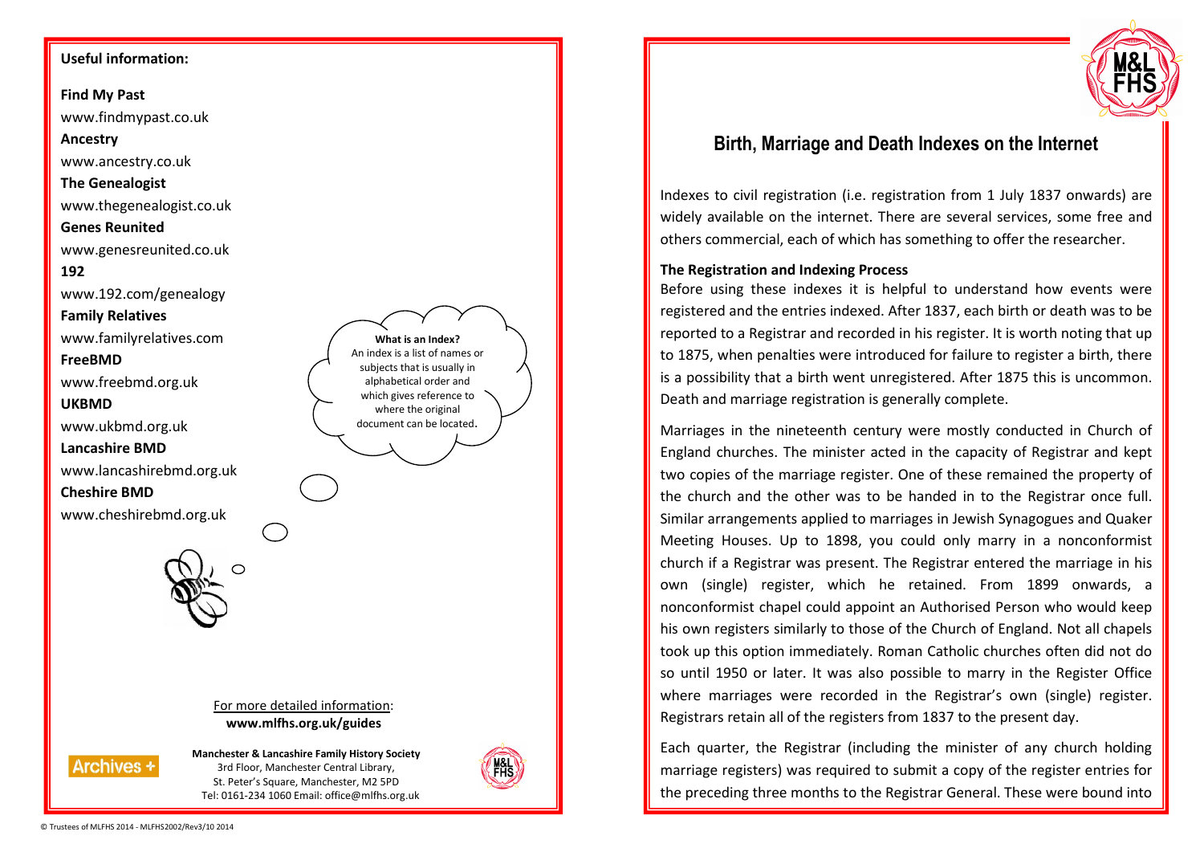**Useful information:**

**Find My Past**
www.findmypast.co.uk

**Ancestry**
www.ancestry.co.uk

**The Genealogist**
www.thegenealogist.co.uk

**Genes Reunited**
www.genesreunited.co.uk

**192**
www.192.com/genealogy

**Family Relatives**
www.familyrelatives.com

**FreeBMD**
www.freebmd.org.uk

**UKBMD**
www.ukbmd.org.uk

**Lancashire BMD**
www.lancashirebmd.org.uk

**Cheshire BMD**
www.cheshirebmd.org.uk

**What is an Index?**
An index is a list of names or subjects that is usually in alphabetical order and which gives reference to where the original document can be located.

For more detailed information:
**www.mlfhs.org.uk/guides**

Archives +

**Manchester & Lancashire Family History Society**
3rd Floor, Manchester Central Library,
St. Peter's Square, Manchester, M2 5PD
Tel: 0161-234 1060 Email: office@mlfhs.org.uk

© Trustees of MLFHS 2014 - MLFHS2002/Rev3/10 2014

M&L FHS

# Birth, Marriage and Death Indexes on the Internet

Indexes to civil registration (i.e. registration from 1 July 1837 onwards) are widely available on the internet. There are several services, some free and others commercial, each of which has something to offer the researcher.

**The Registration and Indexing Process**

Before using these indexes it is helpful to understand how events were registered and the entries indexed. After 1837, each birth or death was to be reported to a Registrar and recorded in his register. It is worth noting that up to 1875, when penalties were introduced for failure to register a birth, there is a possibility that a birth went unregistered. After 1875 this is uncommon. Death and marriage registration is generally complete.

Marriages in the nineteenth century were mostly conducted in Church of England churches. The minister acted in the capacity of Registrar and kept two copies of the marriage register. One of these remained the property of the church and the other was to be handed in to the Registrar once full. Similar arrangements applied to marriages in Jewish Synagogues and Quaker Meeting Houses. Up to 1898, you could only marry in a nonconformist church if a Registrar was present. The Registrar entered the marriage in his own (single) register, which he retained. From 1899 onwards, a nonconformist chapel could appoint an Authorised Person who would keep his own registers similarly to those of the Church of England. Not all chapels took up this option immediately. Roman Catholic churches often did not do so until 1950 or later. It was also possible to marry in the Register Office where marriages were recorded in the Registrar's own (single) register. Registrars retain all of the registers from 1837 to the present day.

Each quarter, the Registrar (including the minister of any church holding marriage registers) was required to submit a copy of the register entries for the preceding three months to the Registrar General. These were bound into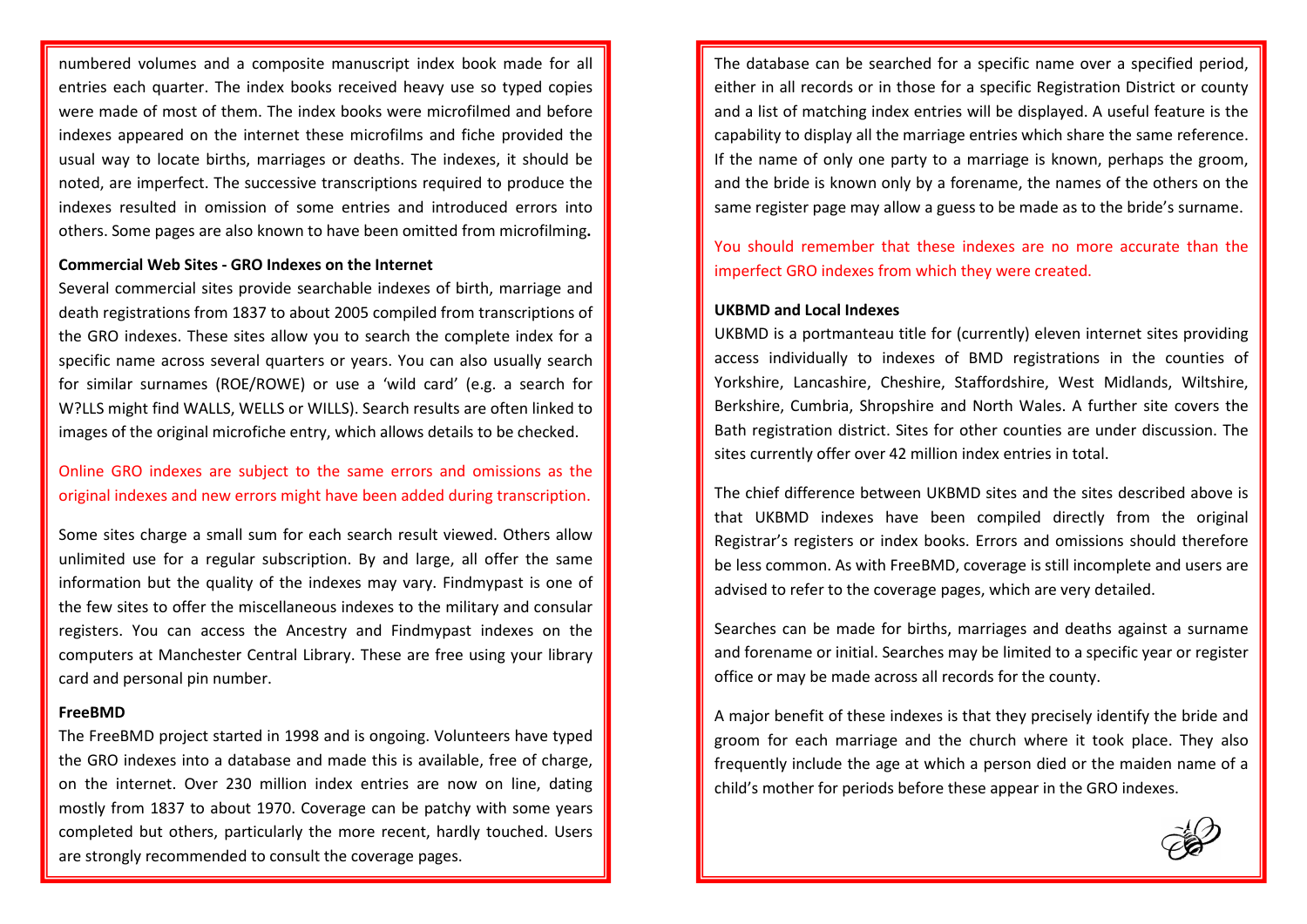numbered volumes and a composite manuscript index book made for all entries each quarter. The index books received heavy use so typed copies were made of most of them. The index books were microfilmed and before indexes appeared on the internet these microfilms and fiche provided the usual way to locate births, marriages or deaths. The indexes, it should be noted, are imperfect. The successive transcriptions required to produce the indexes resulted in omission of some entries and introduced errors into others. Some pages are also known to have been omitted from microfilming**.**

**Commercial Web Sites - GRO Indexes on the Internet**

Several commercial sites provide searchable indexes of birth, marriage and death registrations from 1837 to about 2005 compiled from transcriptions of the GRO indexes. These sites allow you to search the complete index for a specific name across several quarters or years. You can also usually search for similar surnames (ROE/ROWE) or use a 'wild card' (e.g. a search for W?LLS might find WALLS, WELLS or WILLS). Search results are often linked to images of the original microfiche entry, which allows details to be checked.

Online GRO indexes are subject to the same errors and omissions as the original indexes and new errors might have been added during transcription.

Some sites charge a small sum for each search result viewed. Others allow unlimited use for a regular subscription. By and large, all offer the same information but the quality of the indexes may vary. Findmypast is one of the few sites to offer the miscellaneous indexes to the military and consular registers. You can access the Ancestry and Findmypast indexes on the computers at Manchester Central Library. These are free using your library card and personal pin number.

**FreeBMD**

The FreeBMD project started in 1998 and is ongoing. Volunteers have typed the GRO indexes into a database and made this is available, free of charge, on the internet. Over 230 million index entries are now on line, dating mostly from 1837 to about 1970. Coverage can be patchy with some years completed but others, particularly the more recent, hardly touched. Users are strongly recommended to consult the coverage pages.

The database can be searched for a specific name over a specified period, either in all records or in those for a specific Registration District or county and a list of matching index entries will be displayed. A useful feature is the capability to display all the marriage entries which share the same reference. If the name of only one party to a marriage is known, perhaps the groom, and the bride is known only by a forename, the names of the others on the same register page may allow a guess to be made as to the bride's surname.

You should remember that these indexes are no more accurate than the imperfect GRO indexes from which they were created.

**UKBMD and Local Indexes**

UKBMD is a portmanteau title for (currently) eleven internet sites providing access individually to indexes of BMD registrations in the counties of Yorkshire, Lancashire, Cheshire, Staffordshire, West Midlands, Wiltshire, Berkshire, Cumbria, Shropshire and North Wales. A further site covers the Bath registration district. Sites for other counties are under discussion. The sites currently offer over 42 million index entries in total.

The chief difference between UKBMD sites and the sites described above is that UKBMD indexes have been compiled directly from the original Registrar's registers or index books. Errors and omissions should therefore be less common. As with FreeBMD, coverage is still incomplete and users are advised to refer to the coverage pages, which are very detailed.

Searches can be made for births, marriages and deaths against a surname and forename or initial. Searches may be limited to a specific year or register office or may be made across all records for the county.

A major benefit of these indexes is that they precisely identify the bride and groom for each marriage and the church where it took place. They also frequently include the age at which a person died or the maiden name of a child's mother for periods before these appear in the GRO indexes.